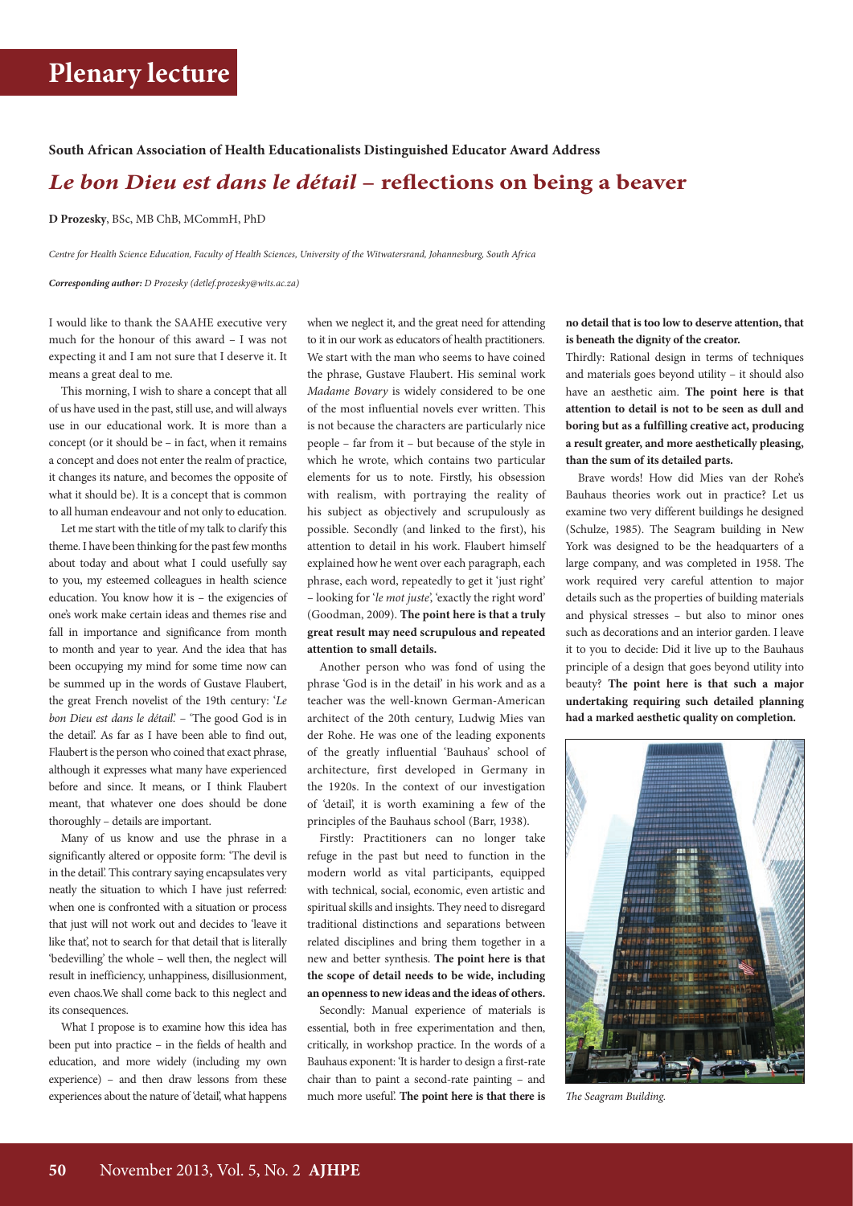# Plenary lecture

**South African Association of Health Educationalists Distinguished Educator Award Address**

## *Le bon Dieu est dans le détail* – reflections on being a beaver

**D Prozesky**, BSc, MB ChB, MCommH, PhD

*Centre for Health Science Education, Faculty of Health Sciences, University of the Witwatersrand, Johannesburg, South Africa*

***Corresponding author:** D Prozesky (detlef.prozesky@wits.ac.za)*

I would like to thank the SAAHE executive very much for the honour of this award – I was not expecting it and I am not sure that I deserve it. It means a great deal to me.

This morning, I wish to share a concept that all of us have used in the past, still use, and will always use in our educational work. It is more than a concept (or it should be – in fact, when it remains a concept and does not enter the realm of practice, it changes its nature, and becomes the opposite of what it should be). It is a concept that is common to all human endeavour and not only to education.

Let me start with the title of my talk to clarify this theme. I have been thinking for the past few months about today and about what I could usefully say to you, my esteemed colleagues in health science education. You know how it is – the exigencies of one's work make certain ideas and themes rise and fall in importance and significance from month to month and year to year. And the idea that has been occupying my mind for some time now can be summed up in the words of Gustave Flaubert, the great French novelist of the 19th century: '*Le bon Dieu est dans le détail*.' – 'The good God is in the detail'. As far as I have been able to find out, Flaubert is the person who coined that exact phrase, although it expresses what many have experienced before and since. It means, or I think Flaubert meant, that whatever one does should be done thoroughly – details are important.

Many of us know and use the phrase in a significantly altered or opposite form: 'The devil is in the detail'. This contrary saying encapsulates very neatly the situation to which I have just referred: when one is confronted with a situation or process that just will not work out and decides to 'leave it like that', not to search for that detail that is literally 'bedevilling' the whole – well then, the neglect will result in inefficiency, unhappiness, disillusionment, even chaos.We shall come back to this neglect and its consequences.

What I propose is to examine how this idea has been put into practice – in the fields of health and education, and more widely (including my own experience) – and then draw lessons from these experiences about the nature of 'detail', what happens when we neglect it, and the great need for attending to it in our work as educators of health practitioners. We start with the man who seems to have coined the phrase, Gustave Flaubert. His seminal work *Madame Bovary* is widely considered to be one of the most influential novels ever written. This is not because the characters are particularly nice people – far from it – but because of the style in which he wrote, which contains two particular elements for us to note. Firstly, his obsession with realism, with portraying the reality of his subject as objectively and scrupulously as possible. Secondly (and linked to the first), his attention to detail in his work. Flaubert himself explained how he went over each paragraph, each phrase, each word, repeatedly to get it 'just right' – looking for '*le mot juste*', 'exactly the right word' (Goodman, 2009). **The point here is that a truly great result may need scrupulous and repeated attention to small details.**

Another person who was fond of using the phrase 'God is in the detail' in his work and as a teacher was the well-known German-American architect of the 20th century, Ludwig Mies van der Rohe. He was one of the leading exponents of the greatly influential 'Bauhaus' school of architecture, first developed in Germany in the 1920s. In the context of our investigation of 'detail', it is worth examining a few of the principles of the Bauhaus school (Barr, 1938).

Firstly: Practitioners can no longer take refuge in the past but need to function in the modern world as vital participants, equipped with technical, social, economic, even artistic and spiritual skills and insights. They need to disregard traditional distinctions and separations between related disciplines and bring them together in a new and better synthesis. **The point here is that the scope of detail needs to be wide, including an openness to new ideas and the ideas of others.**

Secondly: Manual experience of materials is essential, both in free experimentation and then, critically, in workshop practice. In the words of a Bauhaus exponent: 'It is harder to design a first-rate chair than to paint a second-rate painting – and much more useful'. **The point here is that there is no detail that is too low to deserve attention, that is beneath the dignity of the creator.**

Thirdly: Rational design in terms of techniques and materials goes beyond utility – it should also have an aesthetic aim. **The point here is that attention to detail is not to be seen as dull and boring but as a fulfilling creative act, producing a result greater, and more aesthetically pleasing, than the sum of its detailed parts.**

Brave words! How did Mies van der Rohe's Bauhaus theories work out in practice? Let us examine two very different buildings he designed (Schulze, 1985). The Seagram building in New York was designed to be the headquarters of a large company, and was completed in 1958. The work required very careful attention to major details such as the properties of building materials and physical stresses – but also to minor ones such as decorations and an interior garden. I leave it to you to decide: Did it live up to the Bauhaus principle of a design that goes beyond utility into beauty? **The point here is that such a major undertaking requiring such detailed planning had a marked aesthetic quality on completion.**

*The Seagram Building.*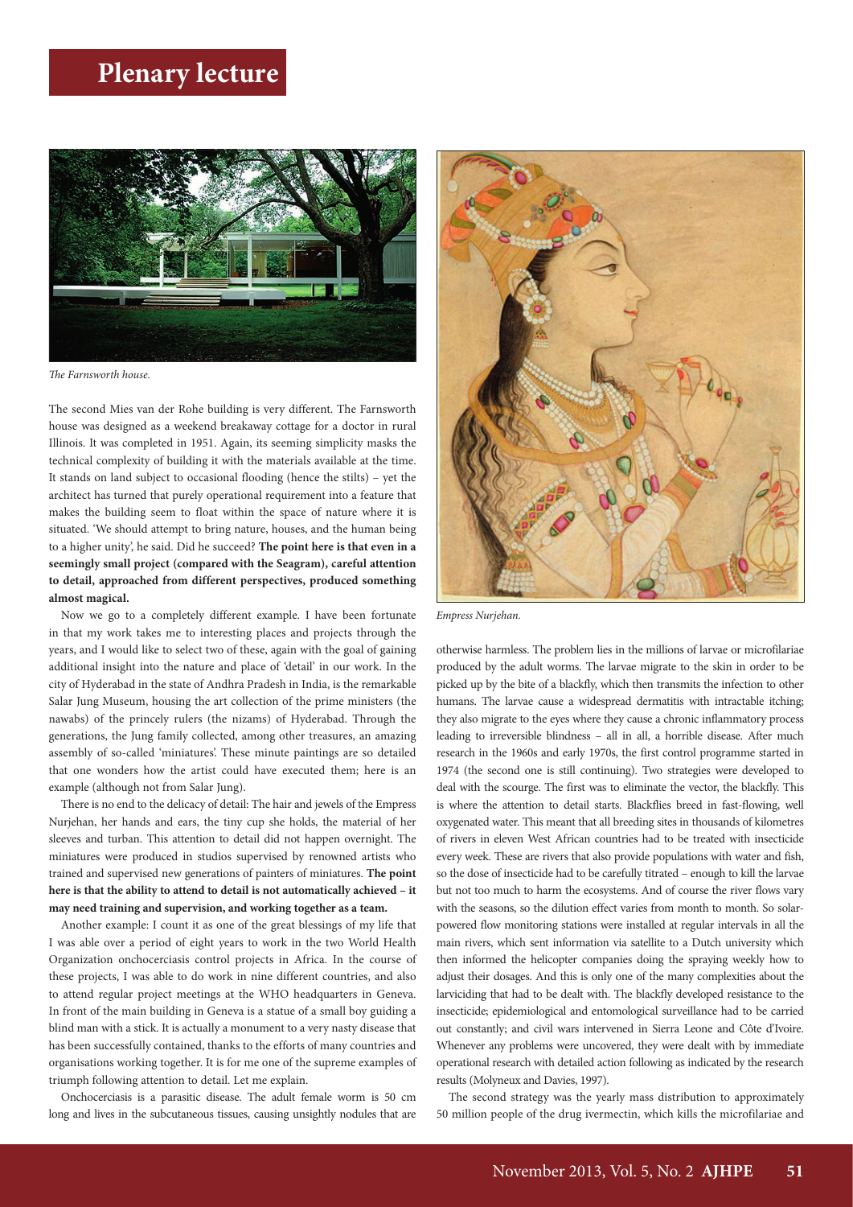*The Farnsworth house.*

The second Mies van der Rohe building is very different. The Farnsworth house was designed as a weekend breakaway cottage for a doctor in rural Illinois. It was completed in 1951. Again, its seeming simplicity masks the technical complexity of building it with the materials available at the time. It stands on land subject to occasional flooding (hence the stilts) – yet the architect has turned that purely operational requirement into a feature that makes the building seem to float within the space of nature where it is situated. 'We should attempt to bring nature, houses, and the human being to a higher unity', he said. Did he succeed? **The point here is that even in a seemingly small project (compared with the Seagram), careful attention to detail, approached from different perspectives, produced something almost magical.**

Now we go to a completely different example. I have been fortunate in that my work takes me to interesting places and projects through the years, and I would like to select two of these, again with the goal of gaining additional insight into the nature and place of 'detail' in our work. In the city of Hyderabad in the state of Andhra Pradesh in India, is the remarkable Salar Jung Museum, housing the art collection of the prime ministers (the nawabs) of the princely rulers (the nizams) of Hyderabad. Through the generations, the Jung family collected, among other treasures, an amazing assembly of so-called 'miniatures'. These minute paintings are so detailed that one wonders how the artist could have executed them; here is an example (although not from Salar Jung).

There is no end to the delicacy of detail: The hair and jewels of the Empress Nurjehan, her hands and ears, the tiny cup she holds, the material of her sleeves and turban. This attention to detail did not happen overnight. The miniatures were produced in studios supervised by renowned artists who trained and supervised new generations of painters of miniatures. **The point here is that the ability to attend to detail is not automatically achieved – it may need training and supervision, and working together as a team.**

Another example: I count it as one of the great blessings of my life that I was able over a period of eight years to work in the two World Health Organization onchocerciasis control projects in Africa. In the course of these projects, I was able to do work in nine different countries, and also to attend regular project meetings at the WHO headquarters in Geneva. In front of the main building in Geneva is a statue of a small boy guiding a blind man with a stick. It is actually a monument to a very nasty disease that has been successfully contained, thanks to the efforts of many countries and organisations working together. It is for me one of the supreme examples of triumph following attention to detail. Let me explain.

Onchocerciasis is a parasitic disease. The adult female worm is 50 cm long and lives in the subcutaneous tissues, causing unsightly nodules that are otherwise harmless. The problem lies in the millions of larvae or microfilariae produced by the adult worms. The larvae migrate to the skin in order to be picked up by the bite of a blackfly, which then transmits the infection to other humans. The larvae cause a widespread dermatitis with intractable itching; they also migrate to the eyes where they cause a chronic inflammatory process leading to irreversible blindness – all in all, a horrible disease. After much research in the 1960s and early 1970s, the first control programme started in 1974 (the second one is still continuing). Two strategies were developed to deal with the scourge. The first was to eliminate the vector, the blackfly. This is where the attention to detail starts. Blackflies breed in fast-flowing, well oxygenated water. This meant that all breeding sites in thousands of kilometres of rivers in eleven West African countries had to be treated with insecticide every week. These are rivers that also provide populations with water and fish, so the dose of insecticide had to be carefully titrated – enough to kill the larvae but not too much to harm the ecosystems. And of course the river flows vary with the seasons, so the dilution effect varies from month to month. So solar-powered flow monitoring stations were installed at regular intervals in all the main rivers, which sent information via satellite to a Dutch university which then informed the helicopter companies doing the spraying weekly how to adjust their dosages. And this is only one of the many complexities about the larviciding that had to be dealt with. The blackfly developed resistance to the insecticide; epidemiological and entomological surveillance had to be carried out constantly; and civil wars intervened in Sierra Leone and Côte d'Ivoire. Whenever any problems were uncovered, they were dealt with by immediate operational research with detailed action following as indicated by the research results (Molyneux and Davies, 1997).

The second strategy was the yearly mass distribution to approximately 50 million people of the drug ivermectin, which kills the microfilariae and

*Empress Nurjehan.*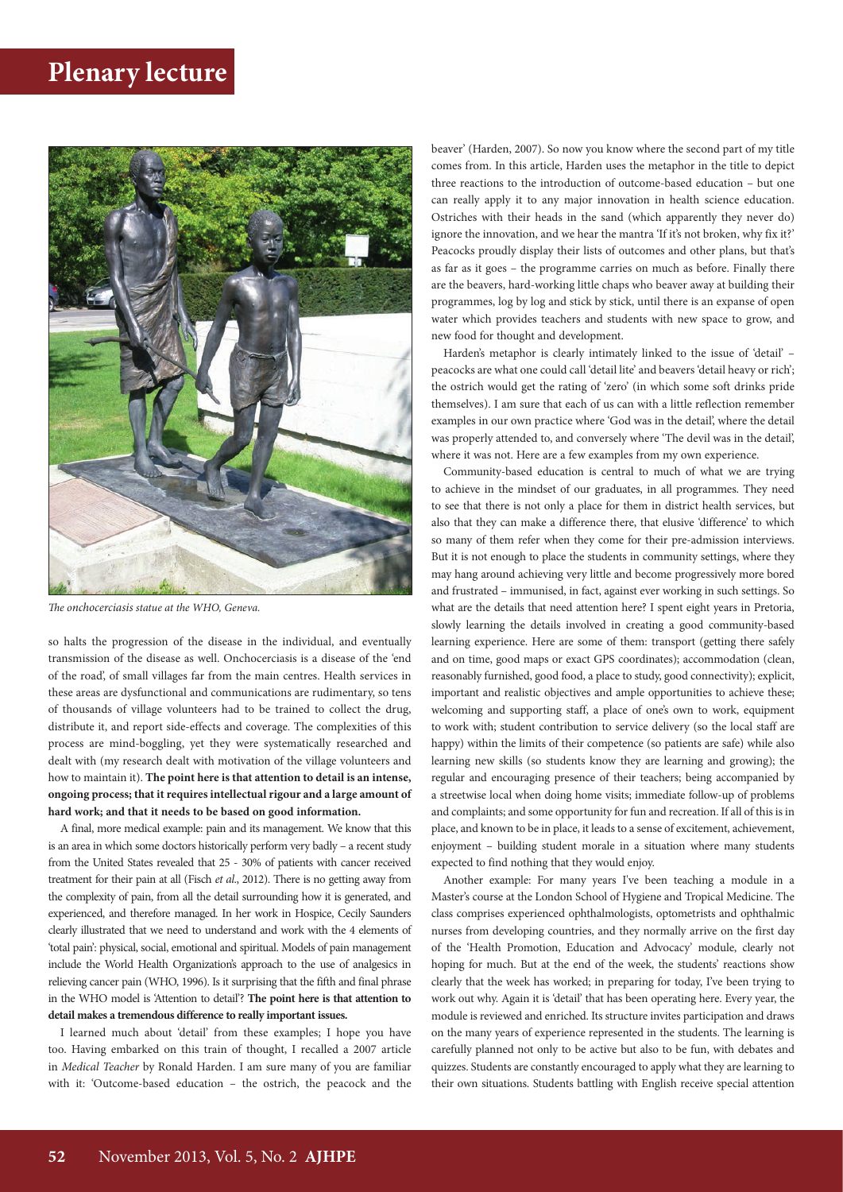*The onchocerciasis statue at the WHO, Geneva.*

so halts the progression of the disease in the individual, and eventually transmission of the disease as well. Onchocerciasis is a disease of the 'end of the road', of small villages far from the main centres. Health services in these areas are dysfunctional and communications are rudimentary, so tens of thousands of village volunteers had to be trained to collect the drug, distribute it, and report side-effects and coverage. The complexities of this process are mind-boggling, yet they were systematically researched and dealt with (my research dealt with motivation of the village volunteers and how to maintain it). **The point here is that attention to detail is an intense, ongoing process; that it requires intellectual rigour and a large amount of hard work; and that it needs to be based on good information.**

A final, more medical example: pain and its management. We know that this is an area in which some doctors historically perform very badly – a recent study from the United States revealed that 25 - 30% of patients with cancer received treatment for their pain at all (Fisch *et al.*, 2012). There is no getting away from the complexity of pain, from all the detail surrounding how it is generated, and experienced, and therefore managed. In her work in Hospice, Cecily Saunders clearly illustrated that we need to understand and work with the 4 elements of 'total pain': physical, social, emotional and spiritual. Models of pain management include the World Health Organization's approach to the use of analgesics in relieving cancer pain (WHO, 1996). Is it surprising that the fifth and final phrase in the WHO model is 'Attention to detail'? **The point here is that attention to detail makes a tremendous difference to really important issues.**

I learned much about 'detail' from these examples; I hope you have too. Having embarked on this train of thought, I recalled a 2007 article in *Medical Teacher* by Ronald Harden. I am sure many of you are familiar with it: 'Outcome-based education – the ostrich, the peacock and the beaver' (Harden, 2007). So now you know where the second part of my title comes from. In this article, Harden uses the metaphor in the title to depict three reactions to the introduction of outcome-based education – but one can really apply it to any major innovation in health science education. Ostriches with their heads in the sand (which apparently they never do) ignore the innovation, and we hear the mantra 'If it's not broken, why fix it?' Peacocks proudly display their lists of outcomes and other plans, but that's as far as it goes – the programme carries on much as before. Finally there are the beavers, hard-working little chaps who beaver away at building their programmes, log by log and stick by stick, until there is an expanse of open water which provides teachers and students with new space to grow, and new food for thought and development.

Harden's metaphor is clearly intimately linked to the issue of 'detail' – peacocks are what one could call 'detail lite' and beavers 'detail heavy or rich'; the ostrich would get the rating of 'zero' (in which some soft drinks pride themselves). I am sure that each of us can with a little reflection remember examples in our own practice where 'God was in the detail', where the detail was properly attended to, and conversely where 'The devil was in the detail', where it was not. Here are a few examples from my own experience.

Community-based education is central to much of what we are trying to achieve in the mindset of our graduates, in all programmes. They need to see that there is not only a place for them in district health services, but also that they can make a difference there, that elusive 'difference' to which so many of them refer when they come for their pre-admission interviews. But it is not enough to place the students in community settings, where they may hang around achieving very little and become progressively more bored and frustrated – immunised, in fact, against ever working in such settings. So what are the details that need attention here? I spent eight years in Pretoria, slowly learning the details involved in creating a good community-based learning experience. Here are some of them: transport (getting there safely and on time, good maps or exact GPS coordinates); accommodation (clean, reasonably furnished, good food, a place to study, good connectivity); explicit, important and realistic objectives and ample opportunities to achieve these; welcoming and supporting staff, a place of one's own to work, equipment to work with; student contribution to service delivery (so the local staff are happy) within the limits of their competence (so patients are safe) while also learning new skills (so students know they are learning and growing); the regular and encouraging presence of their teachers; being accompanied by a streetwise local when doing home visits; immediate follow-up of problems and complaints; and some opportunity for fun and recreation. If all of this is in place, and known to be in place, it leads to a sense of excitement, achievement, enjoyment – building student morale in a situation where many students expected to find nothing that they would enjoy.

Another example: For many years I've been teaching a module in a Master's course at the London School of Hygiene and Tropical Medicine. The class comprises experienced ophthalmologists, optometrists and ophthalmic nurses from developing countries, and they normally arrive on the first day of the 'Health Promotion, Education and Advocacy' module, clearly not hoping for much. But at the end of the week, the students' reactions show clearly that the week has worked; in preparing for today, I've been trying to work out why. Again it is 'detail' that has been operating here. Every year, the module is reviewed and enriched. Its structure invites participation and draws on the many years of experience represented in the students. The learning is carefully planned not only to be active but also to be fun, with debates and quizzes. Students are constantly encouraged to apply what they are learning to their own situations. Students battling with English receive special attention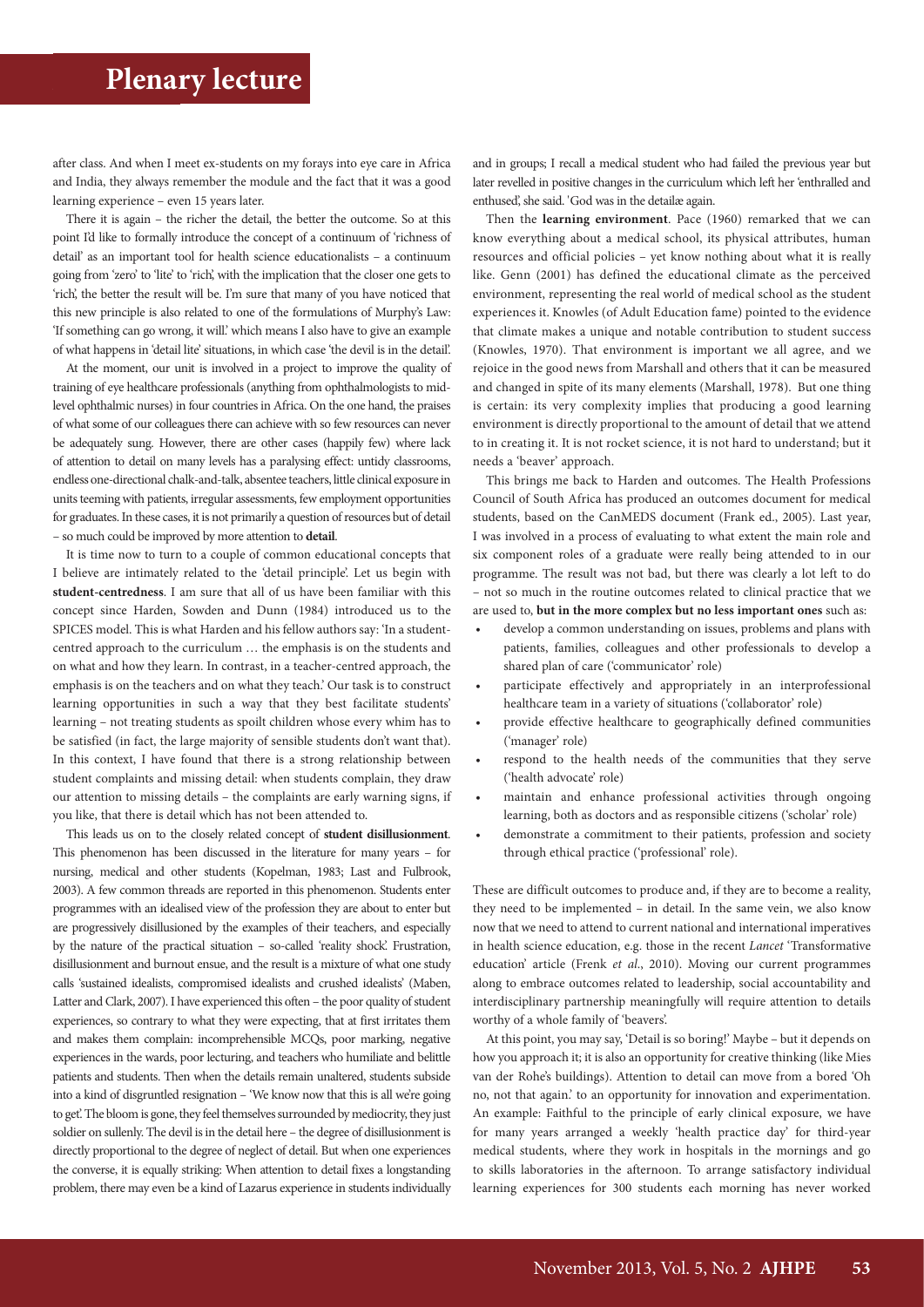after class. And when I meet ex-students on my forays into eye care in Africa and India, they always remember the module and the fact that it was a good learning experience – even 15 years later.

There it is again – the richer the detail, the better the outcome. So at this point I'd like to formally introduce the concept of a continuum of 'richness of detail' as an important tool for health science educationalists – a continuum going from 'zero' to 'lite' to 'rich', with the implication that the closer one gets to 'rich', the better the result will be. I'm sure that many of you have noticed that this new principle is also related to one of the formulations of Murphy's Law: 'If something can go wrong, it will.' which means I also have to give an example of what happens in 'detail lite' situations, in which case 'the devil is in the detail'.

At the moment, our unit is involved in a project to improve the quality of training of eye healthcare professionals (anything from ophthalmologists to mid-level ophthalmic nurses) in four countries in Africa. On the one hand, the praises of what some of our colleagues there can achieve with so few resources can never be adequately sung. However, there are other cases (happily few) where lack of attention to detail on many levels has a paralysing effect: untidy classrooms, endless one-directional chalk-and-talk, absentee teachers, little clinical exposure in units teeming with patients, irregular assessments, few employment opportunities for graduates. In these cases, it is not primarily a question of resources but of detail – so much could be improved by more attention to **detail**.

It is time now to turn to a couple of common educational concepts that I believe are intimately related to the 'detail principle'. Let us begin with **student-centredness**. I am sure that all of us have been familiar with this concept since Harden, Sowden and Dunn (1984) introduced us to the SPICES model. This is what Harden and his fellow authors say: 'In a student-centred approach to the curriculum … the emphasis is on the students and on what and how they learn. In contrast, in a teacher-centred approach, the emphasis is on the teachers and on what they teach.' Our task is to construct learning opportunities in such a way that they best facilitate students' learning – not treating students as spoilt children whose every whim has to be satisfied (in fact, the large majority of sensible students don't want that). In this context, I have found that there is a strong relationship between student complaints and missing detail: when students complain, they draw our attention to missing details – the complaints are early warning signs, if you like, that there is detail which has not been attended to.

This leads us on to the closely related concept of **student disillusionment**. This phenomenon has been discussed in the literature for many years – for nursing, medical and other students (Kopelman, 1983; Last and Fulbrook, 2003). A few common threads are reported in this phenomenon. Students enter programmes with an idealised view of the profession they are about to enter but are progressively disillusioned by the examples of their teachers, and especially by the nature of the practical situation – so-called 'reality shock'. Frustration, disillusionment and burnout ensue, and the result is a mixture of what one study calls 'sustained idealists, compromised idealists and crushed idealists' (Maben, Latter and Clark, 2007). I have experienced this often – the poor quality of student experiences, so contrary to what they were expecting, that at first irritates them and makes them complain: incomprehensible MCQs, poor marking, negative experiences in the wards, poor lecturing, and teachers who humiliate and belittle patients and students. Then when the details remain unaltered, students subside into a kind of disgruntled resignation – 'We know now that this is all we're going to get'. The bloom is gone, they feel themselves surrounded by mediocrity, they just soldier on sullenly. The devil is in the detail here – the degree of disillusionment is directly proportional to the degree of neglect of detail. But when one experiences the converse, it is equally striking: When attention to detail fixes a longstanding problem, there may even be a kind of Lazarus experience in students individually and in groups; I recall a medical student who had failed the previous year but later revelled in positive changes in the curriculum which left her 'enthralled and enthused', she said. 'God was in the detailæ again.

Then the **learning environment**. Pace (1960) remarked that we can know everything about a medical school, its physical attributes, human resources and official policies – yet know nothing about what it is really like. Genn (2001) has defined the educational climate as the perceived environment, representing the real world of medical school as the student experiences it. Knowles (of Adult Education fame) pointed to the evidence that climate makes a unique and notable contribution to student success (Knowles, 1970). That environment is important we all agree, and we rejoice in the good news from Marshall and others that it can be measured and changed in spite of its many elements (Marshall, 1978). But one thing is certain: its very complexity implies that producing a good learning environment is directly proportional to the amount of detail that we attend to in creating it. It is not rocket science, it is not hard to understand; but it needs a 'beaver' approach.

This brings me back to Harden and outcomes. The Health Professions Council of South Africa has produced an outcomes document for medical students, based on the CanMEDS document (Frank ed., 2005). Last year, I was involved in a process of evaluating to what extent the main role and six component roles of a graduate were really being attended to in our programme. The result was not bad, but there was clearly a lot left to do – not so much in the routine outcomes related to clinical practice that we are used to, **but in the more complex but no less important ones** such as:

- develop a common understanding on issues, problems and plans with patients, families, colleagues and other professionals to develop a shared plan of care ('communicator' role)
- participate effectively and appropriately in an interprofessional healthcare team in a variety of situations ('collaborator' role)
- provide effective healthcare to geographically defined communities ('manager' role)
- respond to the health needs of the communities that they serve ('health advocate' role)
- maintain and enhance professional activities through ongoing learning, both as doctors and as responsible citizens ('scholar' role)
- demonstrate a commitment to their patients, profession and society through ethical practice ('professional' role).

These are difficult outcomes to produce and, if they are to become a reality, they need to be implemented – in detail. In the same vein, we also know now that we need to attend to current national and international imperatives in health science education, e.g. those in the recent *Lancet* 'Transformative education' article (Frenk *et al*., 2010). Moving our current programmes along to embrace outcomes related to leadership, social accountability and interdisciplinary partnership meaningfully will require attention to details worthy of a whole family of 'beavers'.

At this point, you may say, 'Detail is so boring!' Maybe – but it depends on how you approach it; it is also an opportunity for creative thinking (like Mies van der Rohe's buildings). Attention to detail can move from a bored 'Oh no, not that again.' to an opportunity for innovation and experimentation. An example: Faithful to the principle of early clinical exposure, we have for many years arranged a weekly 'health practice day' for third-year medical students, where they work in hospitals in the mornings and go to skills laboratories in the afternoon. To arrange satisfactory individual learning experiences for 300 students each morning has never worked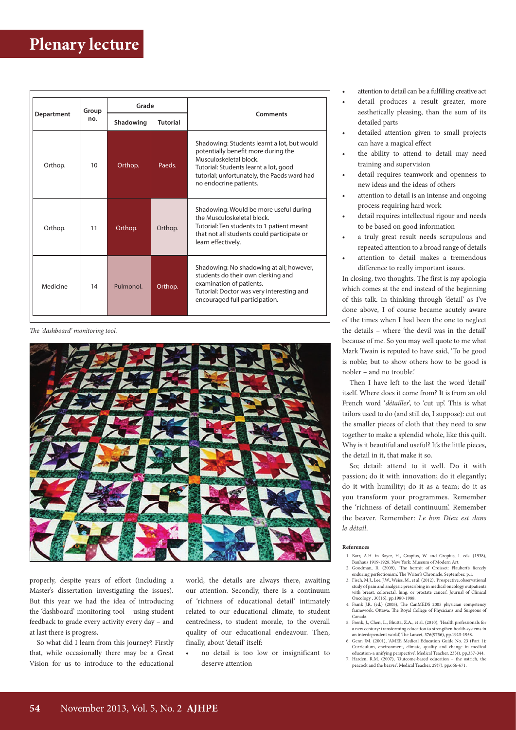| Department | Group no. | Grade | | Comments |
|---|---|---|---|---|
| | | Shadowing | Tutorial | |
| Orthop. | 10 | Orthop. | Paeds. | Shadowing: Students learnt a lot, but would potentially benefit more during the Musculoskeletal block. Tutorial: Students learnt a lot, good tutorial; unfortunately, the Paeds ward had no endocrine patients. |
| Orthop. | 11 | Orthop. | Orthop. | Shadowing: Would be more useful during the Musculoskeletal block. Tutorial: Ten students to 1 patient meant that not all students could participate or learn effectively. |
| Medicine | 14 | Pulmonol. | Orthop. | Shadowing: No shadowing at all; however, students do their own clerking and examination of patients. Tutorial: Doctor was very interesting and encouraged full participation. |

*The 'dashboard' monitoring tool.*

properly, despite years of effort (including a Master's dissertation investigating the issues). But this year we had the idea of introducing the 'dashboard' monitoring tool – using student feedback to grade every activity every day – and at last there is progress.

So what did I learn from this journey? Firstly that, while occasionally there may be a Great Vision for us to introduce to the educational world, the details are always there, awaiting our attention. Secondly, there is a continuum of 'richness of educational detail' intimately related to our educational climate, to student centredness, to student morale, to the overall quality of our educational endeavour. Then, finally, about 'detail' itself:

- no detail is too low or insignificant to deserve attention
- attention to detail can be a fulfilling creative act
- detail produces a result greater, more aesthetically pleasing, than the sum of its detailed parts
- detailed attention given to small projects can have a magical effect
- the ability to attend to detail may need training and supervision
- detail requires teamwork and openness to new ideas and the ideas of others
- attention to detail is an intense and ongoing process requiring hard work
- detail requires intellectual rigour and needs to be based on good information
- a truly great result needs scrupulous and repeated attention to a broad range of details
- attention to detail makes a tremendous difference to really important issues.

In closing, two thoughts. The first is my apologia which comes at the end instead of the beginning of this talk. In thinking through 'detail' as I've done above, I of course became acutely aware of the times when I had been the one to neglect the details – where 'the devil was in the detail' because of me. So you may well quote to me what Mark Twain is reputed to have said, 'To be good is noble; but to show others how to be good is nobler – and no trouble.'

Then I have left to the last the word 'detail' itself. Where does it come from? It is from an old French word '*détailler*', to 'cut up'. This is what tailors used to do (and still do, I suppose): cut out the smaller pieces of cloth that they need to sew together to make a splendid whole, like this quilt. Why is it beautiful and useful? It's the little pieces, the detail in it, that make it so.

So; detail: attend to it well. Do it with passion; do it with innovation; do it elegantly; do it with humility; do it as a team; do it as you transform your programmes. Remember the 'richness of detail continuum'. Remember the beaver. Remember: *Le bon Dieu est dans le détail*.

**References**

1. Barr, A.H. in Bayer, H., Gropius, W. and Gropius, I. eds. (1938), Bauhaus 1919-1928, New York: Museum of Modern Art.
2. Goodman, R. (2009), 'The hermit of Croisset: Flaubert's fiercely enduring perfectionism', The Writer's Chronicle, September, p.1.
3. Fisch, M.J., Lee, J.W., Weiss, M., et al. (2012), 'Prospective, observational study of pain and analgesic prescribing in medical oncology outpatients with breast, colorectal, lung, or prostate cancer', Journal of Clinical Oncology , 30(16), pp.1980-1988.
4. Frank J.R. (ed.) (2005), The CanMEDS 2005 physician competency framework, Ottawa: The Royal College of Physicians and Surgeons of Canada.
5. Frenk, J., Chen, L., Bhutta, Z.A., et al. (2010), 'Health professionals for a new century: transforming education to strengthen health systems in an interdependent world', The Lancet, 376(9756), pp.1923-1958.
6. Genn JM. (2001), 'AMEE Medical Education Guide No. 23 (Part 1): Curriculum, environment, climate, quality and change in medical education-a unifying perspective', Medical Teacher, 23(4), pp.337-344.
7. Harden, R.M. (2007), 'Outcome-based education – the ostrich, the peacock and the beaver', Medical Teacher, 29(7), pp.666-671.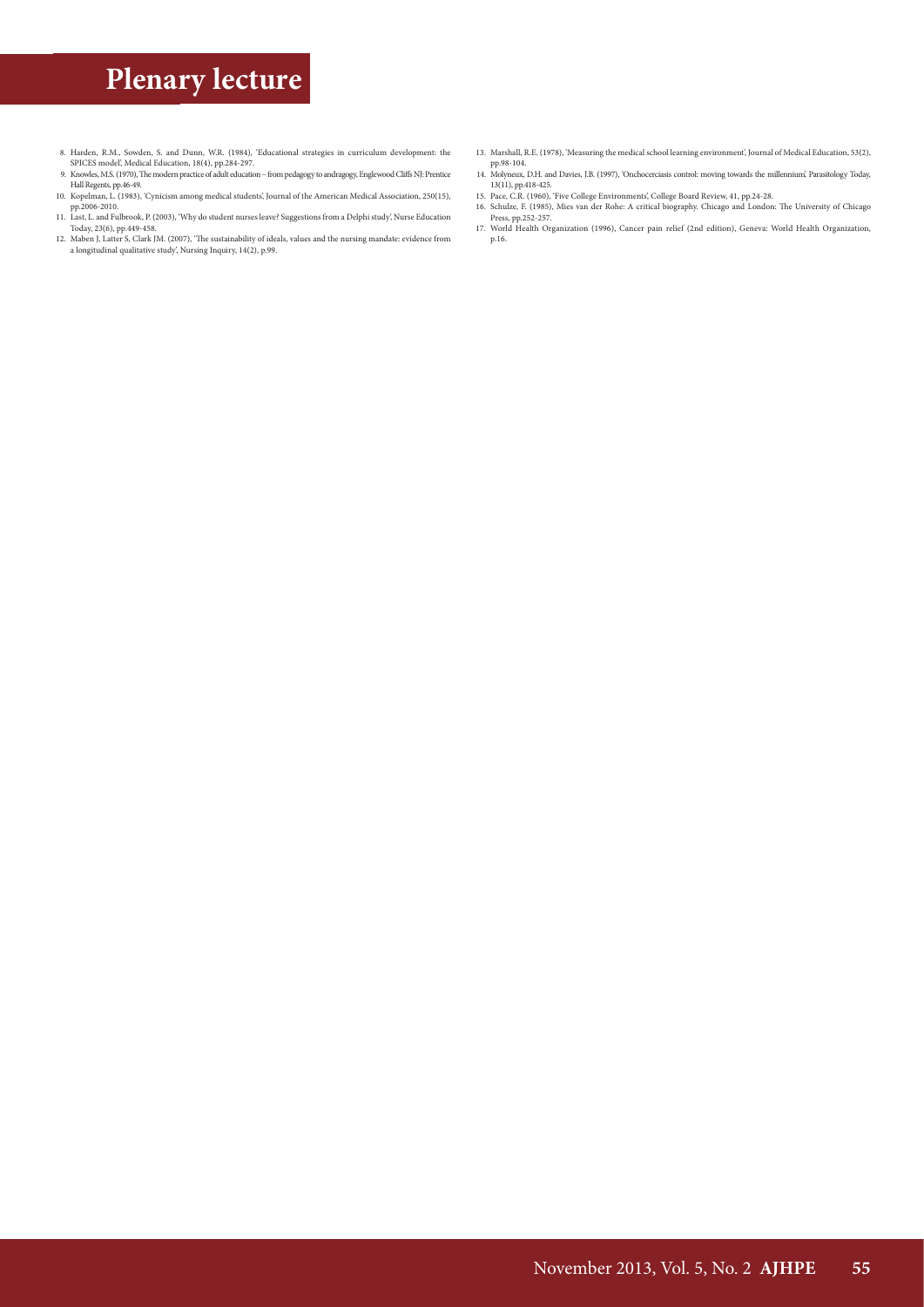8. Harden, R.M., Sowden, S. and Dunn, W.R. (1984), 'Educational strategies in curriculum development: the SPICES model', Medical Education, 18(4), pp.284-297.
9. Knowles, M.S. (1970), The modern practice of adult education – from pedagogy to andragogy, Englewood Cliffs NJ: Prentice Hall Regents, pp.46-49.
10. Kopelman, L. (1983), 'Cynicism among medical students', Journal of the American Medical Association, 250(15), pp.2006-2010.
11. Last, L. and Fulbrook, P. (2003), 'Why do student nurses leave? Suggestions from a Delphi study', Nurse Education Today, 23(6), pp.449-458.
12. Maben J, Latter S, Clark JM. (2007), 'The sustainability of ideals, values and the nursing mandate: evidence from a longitudinal qualitative study', Nursing Inquiry, 14(2), p.99.
13. Marshall, R.E. (1978), 'Measuring the medical school learning environment', Journal of Medical Education, 53(2), pp.98-104.
14. Molyneux, D.H. and Davies, J.B. (1997), 'Onchocerciasis control: moving towards the millennium', Parasitology Today, 13(11), pp.418-425.
15. Pace, C.R. (1960), 'Five College Environments', College Board Review, 41, pp.24-28.
16. Schulze, F. (1985), Mies van der Rohe: A critical biography. Chicago and London: The University of Chicago Press, pp.252-257.
17. World Health Organization (1996), Cancer pain relief (2nd edition), Geneva: World Health Organization, p.16.